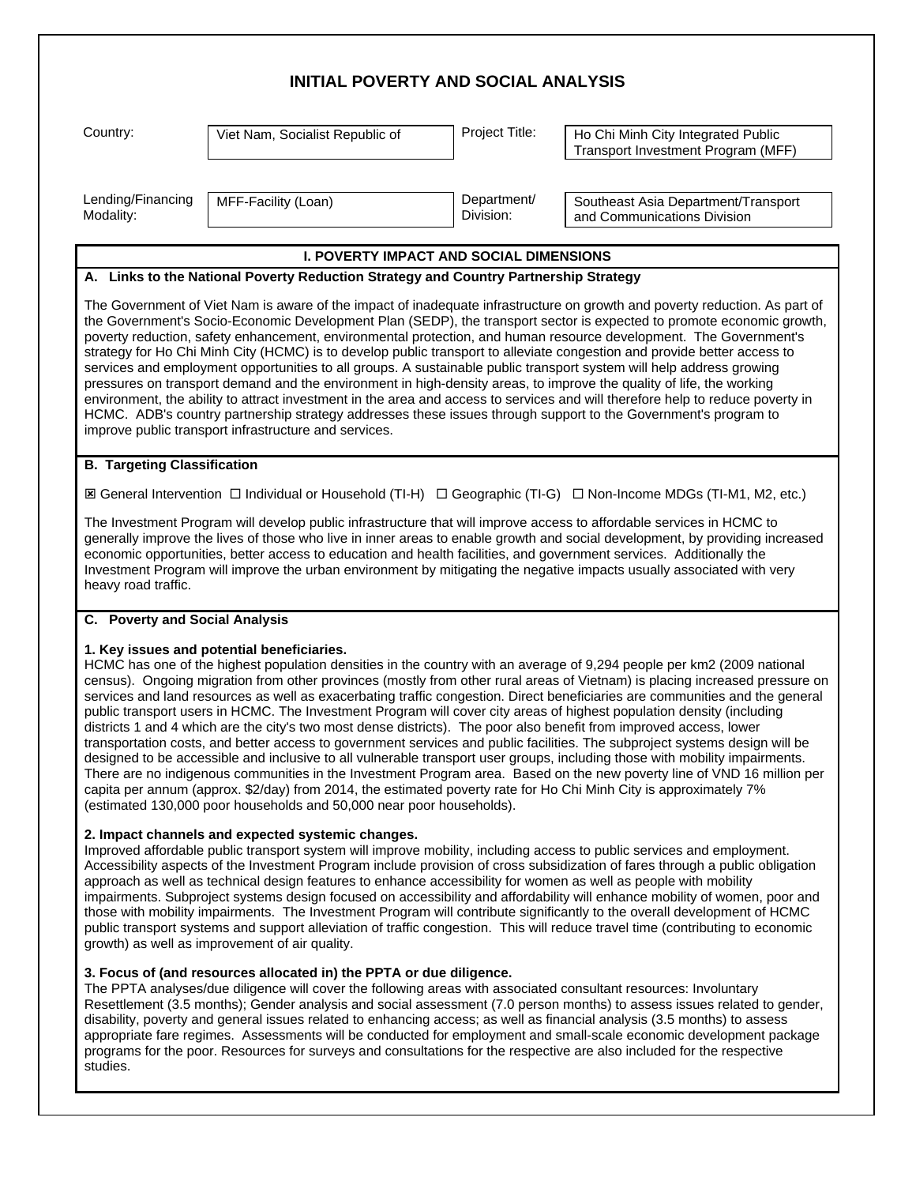# INITIAL POVERTY AND SOCIAL ANALYSIS

| Country: | Viet Nam, Socialist Republic of | Project Title: | Ho Chi Minh City Integrated Public Transport Investment Program (MFF) |
|---|---|---|---|
| Lending/Financing Modality: | MFF-Facility (Loan) | Department/ Division: | Southeast Asia Department/Transport and Communications Division |

## I. POVERTY IMPACT AND SOCIAL DIMENSIONS

### A. Links to the National Poverty Reduction Strategy and Country Partnership Strategy

The Government of Viet Nam is aware of the impact of inadequate infrastructure on growth and poverty reduction. As part of the Government's Socio-Economic Development Plan (SEDP), the transport sector is expected to promote economic growth, poverty reduction, safety enhancement, environmental protection, and human resource development. The Government's strategy for Ho Chi Minh City (HCMC) is to develop public transport to alleviate congestion and provide better access to services and employment opportunities to all groups. A sustainable public transport system will help address growing pressures on transport demand and the environment in high-density areas, to improve the quality of life, the working environment, the ability to attract investment in the area and access to services and will therefore help to reduce poverty in HCMC. ADB's country partnership strategy addresses these issues through support to the Government's program to improve public transport infrastructure and services.

### B. Targeting Classification

☒ General Intervention ☐ Individual or Household (TI-H) ☐ Geographic (TI-G) ☐ Non-Income MDGs (TI-M1, M2, etc.)

The Investment Program will develop public infrastructure that will improve access to affordable services in HCMC to generally improve the lives of those who live in inner areas to enable growth and social development, by providing increased economic opportunities, better access to education and health facilities, and government services. Additionally the Investment Program will improve the urban environment by mitigating the negative impacts usually associated with very heavy road traffic.

### C. Poverty and Social Analysis

**1. Key issues and potential beneficiaries.**
HCMC has one of the highest population densities in the country with an average of 9,294 people per km2 (2009 national census). Ongoing migration from other provinces (mostly from other rural areas of Vietnam) is placing increased pressure on services and land resources as well as exacerbating traffic congestion. Direct beneficiaries are communities and the general public transport users in HCMC. The Investment Program will cover city areas of highest population density (including districts 1 and 4 which are the city's two most dense districts). The poor also benefit from improved access, lower transportation costs, and better access to government services and public facilities. The subproject systems design will be designed to be accessible and inclusive to all vulnerable transport user groups, including those with mobility impairments. There are no indigenous communities in the Investment Program area. Based on the new poverty line of VND 16 million per capita per annum (approx. $2/day) from 2014, the estimated poverty rate for Ho Chi Minh City is approximately 7% (estimated 130,000 poor households and 50,000 near poor households).

**2. Impact channels and expected systemic changes.**
Improved affordable public transport system will improve mobility, including access to public services and employment. Accessibility aspects of the Investment Program include provision of cross subsidization of fares through a public obligation approach as well as technical design features to enhance accessibility for women as well as people with mobility impairments. Subproject systems design focused on accessibility and affordability will enhance mobility of women, poor and those with mobility impairments. The Investment Program will contribute significantly to the overall development of HCMC public transport systems and support alleviation of traffic congestion. This will reduce travel time (contributing to economic growth) as well as improvement of air quality.

**3. Focus of (and resources allocated in) the PPTA or due diligence.**
The PPTA analyses/due diligence will cover the following areas with associated consultant resources: Involuntary Resettlement (3.5 months); Gender analysis and social assessment (7.0 person months) to assess issues related to gender, disability, poverty and general issues related to enhancing access; as well as financial analysis (3.5 months) to assess appropriate fare regimes. Assessments will be conducted for employment and small-scale economic development package programs for the poor. Resources for surveys and consultations for the respective are also included for the respective studies.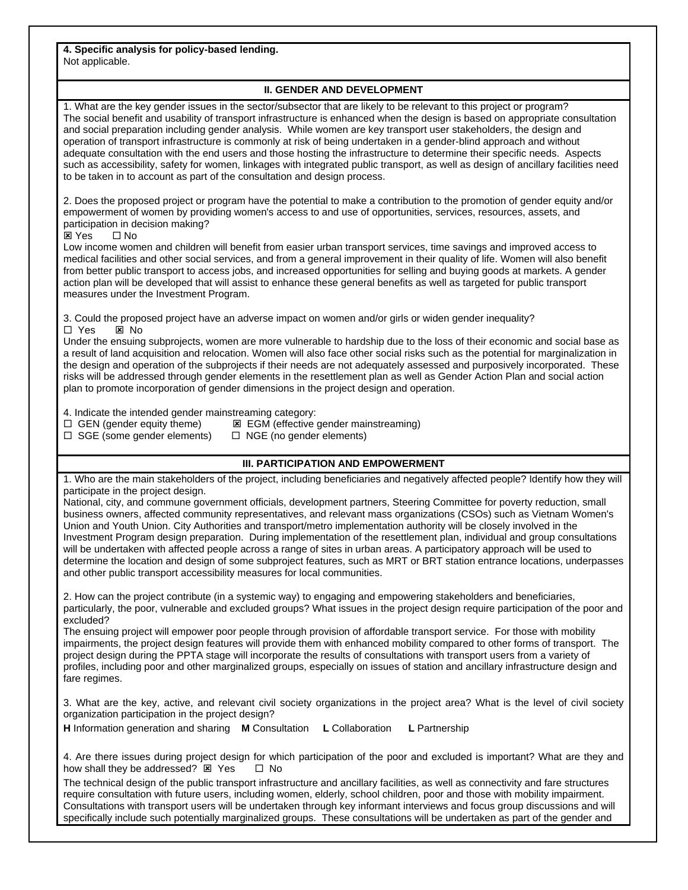**4. Specific analysis for policy-based lending.**
Not applicable.

## II. GENDER AND DEVELOPMENT

1. What are the key gender issues in the sector/subsector that are likely to be relevant to this project or program?
The social benefit and usability of transport infrastructure is enhanced when the design is based on appropriate consultation and social preparation including gender analysis. While women are key transport user stakeholders, the design and operation of transport infrastructure is commonly at risk of being undertaken in a gender-blind approach and without adequate consultation with the end users and those hosting the infrastructure to determine their specific needs. Aspects such as accessibility, safety for women, linkages with integrated public transport, as well as design of ancillary facilities need to be taken in to account as part of the consultation and design process.

2. Does the proposed project or program have the potential to make a contribution to the promotion of gender equity and/or empowerment of women by providing women's access to and use of opportunities, services, resources, assets, and participation in decision making?
☒ Yes ☐ No
Low income women and children will benefit from easier urban transport services, time savings and improved access to medical facilities and other social services, and from a general improvement in their quality of life. Women will also benefit from better public transport to access jobs, and increased opportunities for selling and buying goods at markets. A gender action plan will be developed that will assist to enhance these general benefits as well as targeted for public transport measures under the Investment Program.

3. Could the proposed project have an adverse impact on women and/or girls or widen gender inequality?
☐ Yes ☒ No
Under the ensuing subprojects, women are more vulnerable to hardship due to the loss of their economic and social base as a result of land acquisition and relocation. Women will also face other social risks such as the potential for marginalization in the design and operation of the subprojects if their needs are not adequately assessed and purposively incorporated. These risks will be addressed through gender elements in the resettlement plan as well as Gender Action Plan and social action plan to promote incorporation of gender dimensions in the project design and operation.

4. Indicate the intended gender mainstreaming category:
☐ GEN (gender equity theme) ☒ EGM (effective gender mainstreaming)
☐ SGE (some gender elements) ☐ NGE (no gender elements)

## III. PARTICIPATION AND EMPOWERMENT

1. Who are the main stakeholders of the project, including beneficiaries and negatively affected people? Identify how they will participate in the project design.
National, city, and commune government officials, development partners, Steering Committee for poverty reduction, small business owners, affected community representatives, and relevant mass organizations (CSOs) such as Vietnam Women's Union and Youth Union. City Authorities and transport/metro implementation authority will be closely involved in the Investment Program design preparation. During implementation of the resettlement plan, individual and group consultations will be undertaken with affected people across a range of sites in urban areas. A participatory approach will be used to determine the location and design of some subproject features, such as MRT or BRT station entrance locations, underpasses and other public transport accessibility measures for local communities.

2. How can the project contribute (in a systemic way) to engaging and empowering stakeholders and beneficiaries, particularly, the poor, vulnerable and excluded groups? What issues in the project design require participation of the poor and excluded?
The ensuing project will empower poor people through provision of affordable transport service. For those with mobility impairments, the project design features will provide them with enhanced mobility compared to other forms of transport. The project design during the PPTA stage will incorporate the results of consultations with transport users from a variety of profiles, including poor and other marginalized groups, especially on issues of station and ancillary infrastructure design and fare regimes.

3. What are the key, active, and relevant civil society organizations in the project area? What is the level of civil society organization participation in the project design?
**H** Information generation and sharing **M** Consultation **L** Collaboration **L** Partnership

4. Are there issues during project design for which participation of the poor and excluded is important? What are they and how shall they be addressed? ☒ Yes ☐ No
The technical design of the public transport infrastructure and ancillary facilities, as well as connectivity and fare structures require consultation with future users, including women, elderly, school children, poor and those with mobility impairment. Consultations with transport users will be undertaken through key informant interviews and focus group discussions and will specifically include such potentially marginalized groups. These consultations will be undertaken as part of the gender and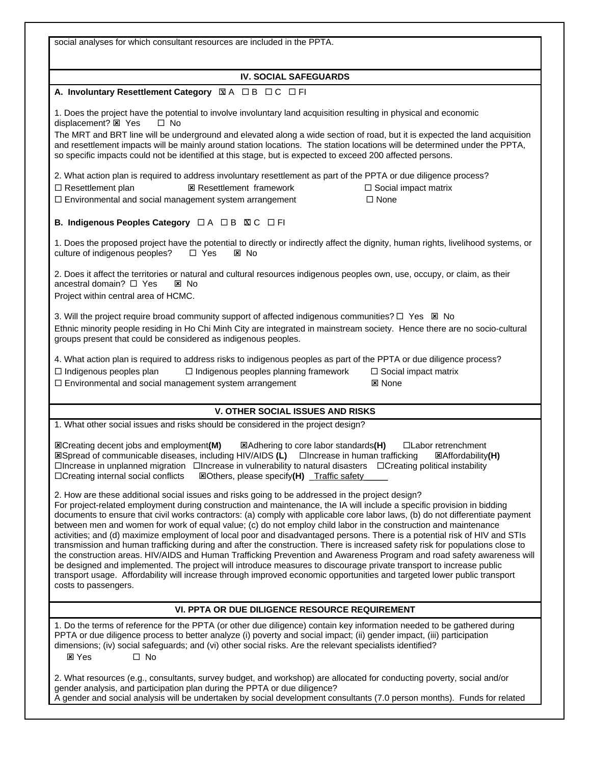social analyses for which consultant resources are included in the PPTA.

## IV. SOCIAL SAFEGUARDS

**A. Involuntary Resettlement Category** ☒ A ☐ B ☐ C ☐ FI

1. Does the project have the potential to involve involuntary land acquisition resulting in physical and economic displacement? ☒ Yes ☐ No

The MRT and BRT line will be underground and elevated along a wide section of road, but it is expected the land acquisition and resettlement impacts will be mainly around station locations. The station locations will be determined under the PPTA, so specific impacts could not be identified at this stage, but is expected to exceed 200 affected persons.

2. What action plan is required to address involuntary resettlement as part of the PPTA or due diligence process?

☐ Resettlement plan ☒ Resettlement framework ☐ Social impact matrix
☐ Environmental and social management system arrangement ☐ None

**B. Indigenous Peoples Category** ☐ A ☐ B ☒ C ☐ FI

1. Does the proposed project have the potential to directly or indirectly affect the dignity, human rights, livelihood systems, or culture of indigenous peoples? ☐ Yes ☒ No

2. Does it affect the territories or natural and cultural resources indigenous peoples own, use, occupy, or claim, as their ancestral domain? ☐ Yes ☒ No

Project within central area of HCMC.

3. Will the project require broad community support of affected indigenous communities? ☐ Yes ☒ No

Ethnic minority people residing in Ho Chi Minh City are integrated in mainstream society. Hence there are no socio-cultural groups present that could be considered as indigenous peoples.

4. What action plan is required to address risks to indigenous peoples as part of the PPTA or due diligence process?

☐ Indigenous peoples plan ☐ Indigenous peoples planning framework ☐ Social impact matrix
☐ Environmental and social management system arrangement ☒ None

## V. OTHER SOCIAL ISSUES AND RISKS

1. What other social issues and risks should be considered in the project design?

☒Creating decent jobs and employment**(M)** ☒Adhering to core labor standards**(H)** ☐Labor retrenchment
☒Spread of communicable diseases, including HIV/AIDS **(L)** ☐Increase in human trafficking ☒Affordability**(H)**
☐Increase in unplanned migration ☐Increase in vulnerability to natural disasters ☐Creating political instability
☐Creating internal social conflicts ☒Others, please specify**(H)** Traffic safety

2. How are these additional social issues and risks going to be addressed in the project design?

For project-related employment during construction and maintenance, the IA will include a specific provision in bidding documents to ensure that civil works contractors: (a) comply with applicable core labor laws, (b) do not differentiate payment between men and women for work of equal value; (c) do not employ child labor in the construction and maintenance activities; and (d) maximize employment of local poor and disadvantaged persons. There is a potential risk of HIV and STIs transmission and human trafficking during and after the construction. There is increased safety risk for populations close to the construction areas. HIV/AIDS and Human Trafficking Prevention and Awareness Program and road safety awareness will be designed and implemented. The project will introduce measures to discourage private transport to increase public transport usage. Affordability will increase through improved economic opportunities and targeted lower public transport costs to passengers.

## VI. PPTA OR DUE DILIGENCE RESOURCE REQUIREMENT

1. Do the terms of reference for the PPTA (or other due diligence) contain key information needed to be gathered during PPTA or due diligence process to better analyze (i) poverty and social impact; (ii) gender impact, (iii) participation dimensions; (iv) social safeguards; and (vi) other social risks. Are the relevant specialists identified?

☒ Yes ☐ No

2. What resources (e.g., consultants, survey budget, and workshop) are allocated for conducting poverty, social and/or gender analysis, and participation plan during the PPTA or due diligence?

A gender and social analysis will be undertaken by social development consultants (7.0 person months). Funds for related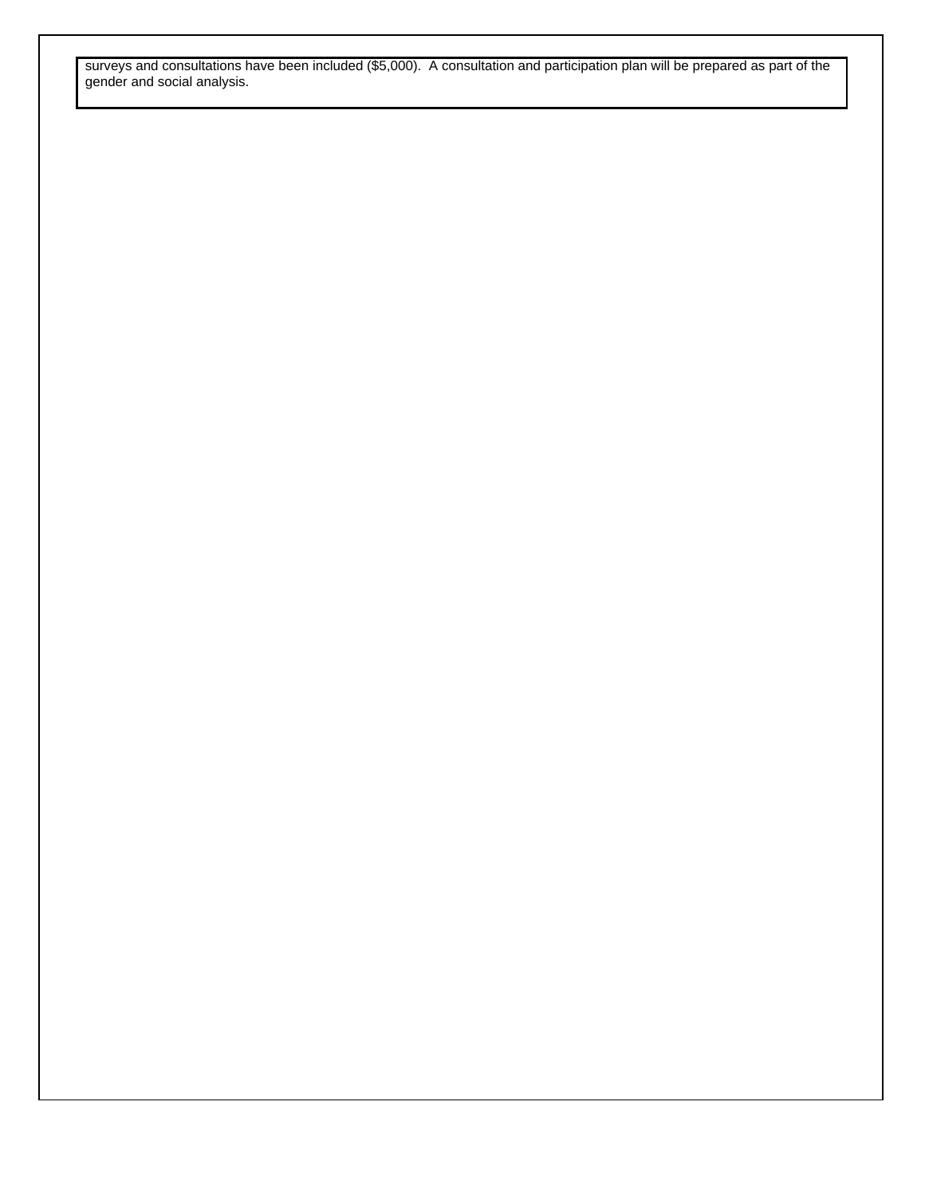surveys and consultations have been included ($5,000). A consultation and participation plan will be prepared as part of the gender and social analysis.